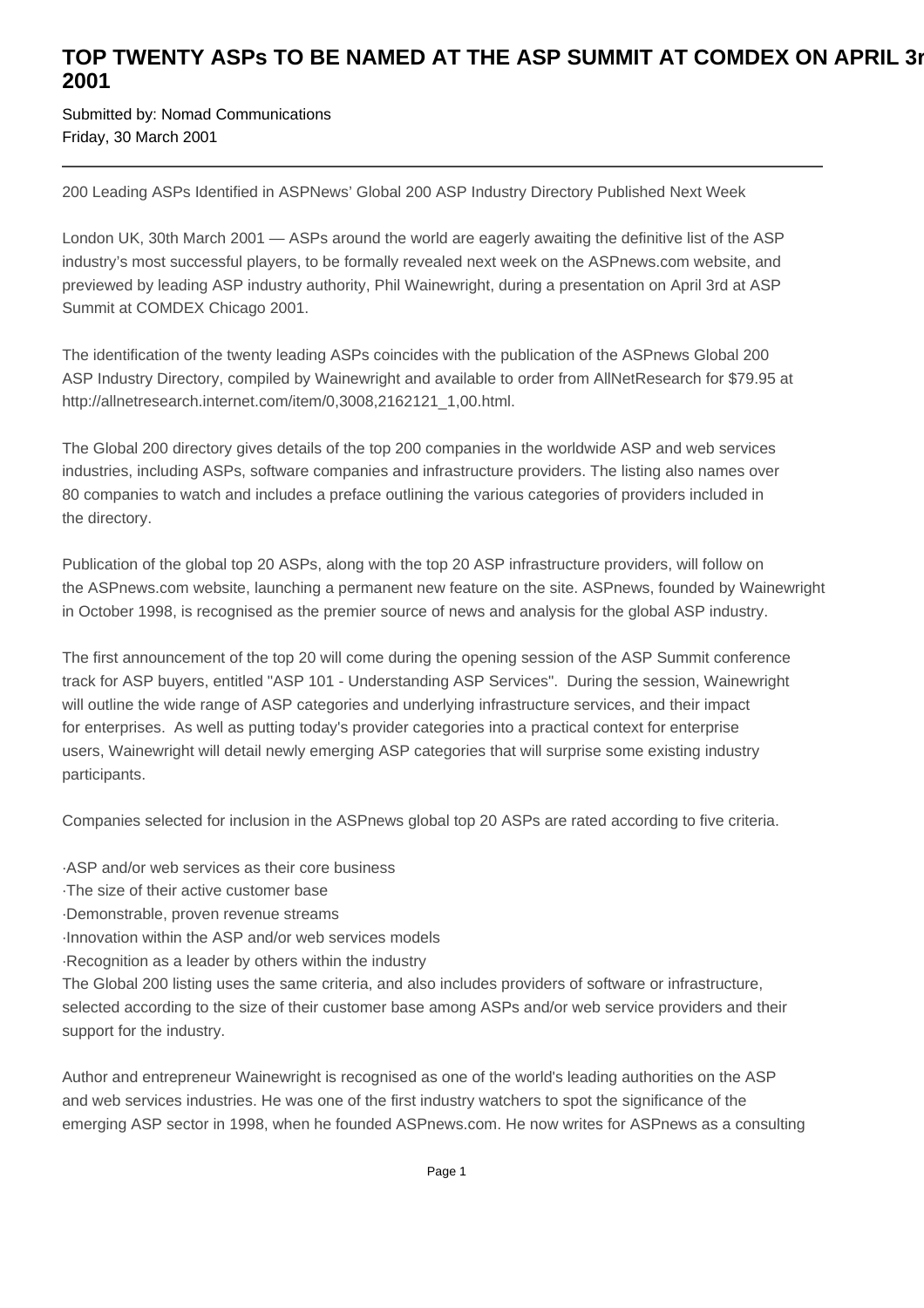# TOP TWENTY ASPs TO BE NAMED AT THE ASP SUMMIT AT COMDEX ON APRIL 3rd 2001

Submitted by: Nomad Communications
Friday, 30 March 2001

---

200 Leading ASPs Identified in ASPNews' Global 200 ASP Industry Directory Published Next Week

London UK, 30th March 2001 — ASPs around the world are eagerly awaiting the definitive list of the ASP industry's most successful players, to be formally revealed next week on the ASPnews.com website, and previewed by leading ASP industry authority, Phil Wainewright, during a presentation on April 3rd at ASP Summit at COMDEX Chicago 2001.

The identification of the twenty leading ASPs coincides with the publication of the ASPnews Global 200 ASP Industry Directory, compiled by Wainewright and available to order from AllNetResearch for $79.95 at http://allnetresearch.internet.com/item/0,3008,2162121_1,00.html.

The Global 200 directory gives details of the top 200 companies in the worldwide ASP and web services industries, including ASPs, software companies and infrastructure providers. The listing also names over 80 companies to watch and includes a preface outlining the various categories of providers included in the directory.

Publication of the global top 20 ASPs, along with the top 20 ASP infrastructure providers, will follow on the ASPnews.com website, launching a permanent new feature on the site. ASPnews, founded by Wainewright in October 1998, is recognised as the premier source of news and analysis for the global ASP industry.

The first announcement of the top 20 will come during the opening session of the ASP Summit conference track for ASP buyers, entitled "ASP 101 - Understanding ASP Services". During the session, Wainewright will outline the wide range of ASP categories and underlying infrastructure services, and their impact for enterprises. As well as putting today's provider categories into a practical context for enterprise users, Wainewright will detail newly emerging ASP categories that will surprise some existing industry participants.

Companies selected for inclusion in the ASPnews global top 20 ASPs are rated according to five criteria.

- ASP and/or web services as their core business
- The size of their active customer base
- Demonstrable, proven revenue streams
- Innovation within the ASP and/or web services models
- Recognition as a leader by others within the industry

The Global 200 listing uses the same criteria, and also includes providers of software or infrastructure, selected according to the size of their customer base among ASPs and/or web service providers and their support for the industry.

Author and entrepreneur Wainewright is recognised as one of the world's leading authorities on the ASP and web services industries. He was one of the first industry watchers to spot the significance of the emerging ASP sector in 1998, when he founded ASPnews.com. He now writes for ASPnews as a consulting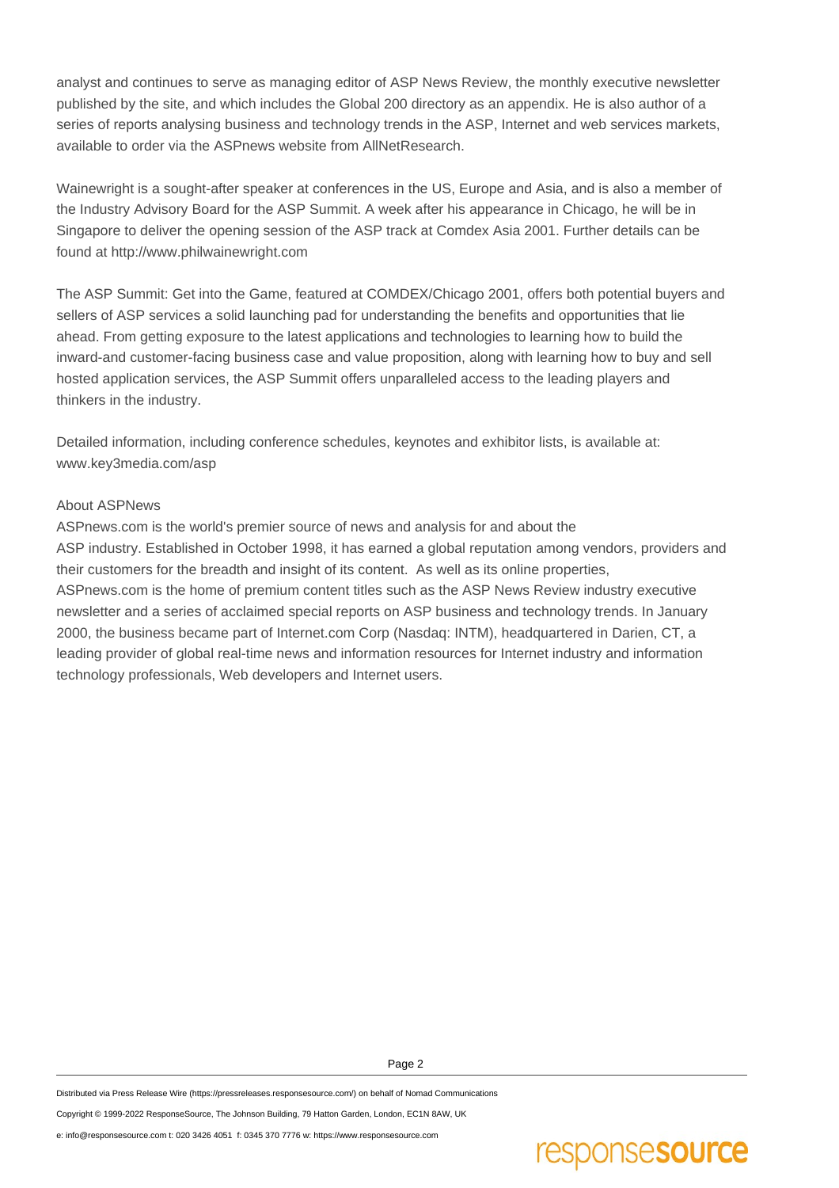analyst and continues to serve as managing editor of ASP News Review, the monthly executive newsletter published by the site, and which includes the Global 200 directory as an appendix. He is also author of a series of reports analysing business and technology trends in the ASP, Internet and web services markets, available to order via the ASPnews website from AllNetResearch.

Wainewright is a sought-after speaker at conferences in the US, Europe and Asia, and is also a member of the Industry Advisory Board for the ASP Summit. A week after his appearance in Chicago, he will be in Singapore to deliver the opening session of the ASP track at Comdex Asia 2001. Further details can be found at http://www.philwainewright.com

The ASP Summit: Get into the Game, featured at COMDEX/Chicago 2001, offers both potential buyers and sellers of ASP services a solid launching pad for understanding the benefits and opportunities that lie ahead. From getting exposure to the latest applications and technologies to learning how to build the inward-and customer-facing business case and value proposition, along with learning how to buy and sell hosted application services, the ASP Summit offers unparalleled access to the leading players and thinkers in the industry.

Detailed information, including conference schedules, keynotes and exhibitor lists, is available at: www.key3media.com/asp

About ASPNews

ASPnews.com is the world's premier source of news and analysis for and about the ASP industry. Established in October 1998, it has earned a global reputation among vendors, providers and their customers for the breadth and insight of its content. As well as its online properties, ASPnews.com is the home of premium content titles such as the ASP News Review industry executive newsletter and a series of acclaimed special reports on ASP business and technology trends. In January 2000, the business became part of Internet.com Corp (Nasdaq: INTM), headquartered in Darien, CT, a leading provider of global real-time news and information resources for Internet industry and information technology professionals, Web developers and Internet users.